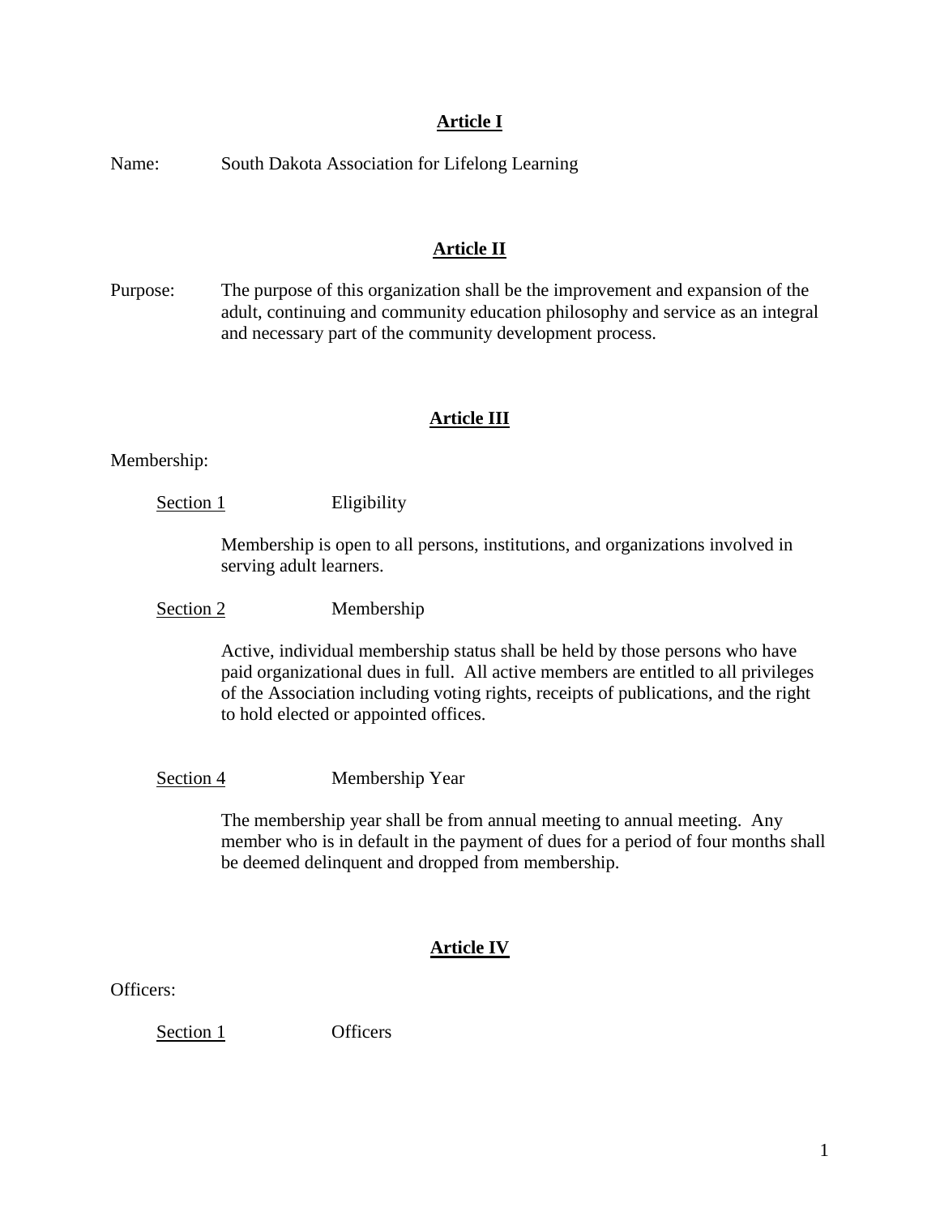## Article I

Name: South Dakota Association for Lifelong Learning

## Article II

Purpose: The purpose of this organization shall be the improvement and expansion of the adult, continuing and community education philosophy and service as an integral and necessary part of the community development process.

## Article III

Membership:

Section 1 Eligibility

Membership is open to all persons, institutions, and organizations involved in serving adult learners.

Section 2 Membership

Active, individual membership status shall be held by those persons who have paid organizational dues in full. All active members are entitled to all privileges of the Association including voting rights, receipts of publications, and the right to hold elected or appointed offices.

Section 4 Membership Year

The membership year shall be from annual meeting to annual meeting. Any member who is in default in the payment of dues for a period of four months shall be deemed delinquent and dropped from membership.

## Article IV

Officers:

Section 1 Officers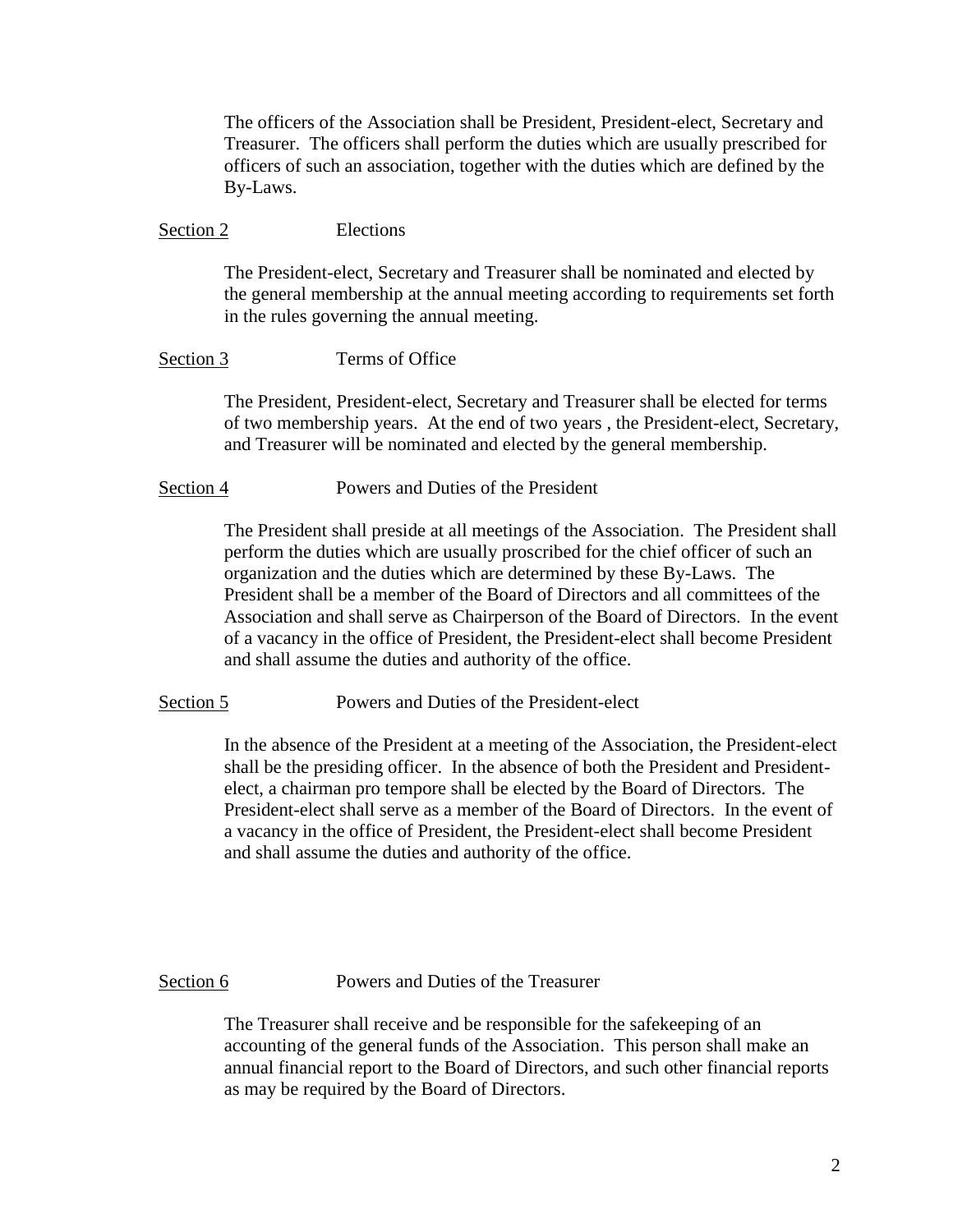The officers of the Association shall be President, President-elect, Secretary and Treasurer. The officers shall perform the duties which are usually prescribed for officers of such an association, together with the duties which are defined by the By-Laws.

Section 2 Elections

The President-elect, Secretary and Treasurer shall be nominated and elected by the general membership at the annual meeting according to requirements set forth in the rules governing the annual meeting.

Section 3 Terms of Office

The President, President-elect, Secretary and Treasurer shall be elected for terms of two membership years. At the end of two years , the President-elect, Secretary, and Treasurer will be nominated and elected by the general membership.

Section 4 Powers and Duties of the President

The President shall preside at all meetings of the Association. The President shall perform the duties which are usually proscribed for the chief officer of such an organization and the duties which are determined by these By-Laws. The President shall be a member of the Board of Directors and all committees of the Association and shall serve as Chairperson of the Board of Directors. In the event of a vacancy in the office of President, the President-elect shall become President and shall assume the duties and authority of the office.

Section 5 Powers and Duties of the President-elect

In the absence of the President at a meeting of the Association, the President-elect shall be the presiding officer. In the absence of both the President and President-elect, a chairman pro tempore shall be elected by the Board of Directors. The President-elect shall serve as a member of the Board of Directors. In the event of a vacancy in the office of President, the President-elect shall become President and shall assume the duties and authority of the office.

Section 6 Powers and Duties of the Treasurer

The Treasurer shall receive and be responsible for the safekeeping of an accounting of the general funds of the Association. This person shall make an annual financial report to the Board of Directors, and such other financial reports as may be required by the Board of Directors.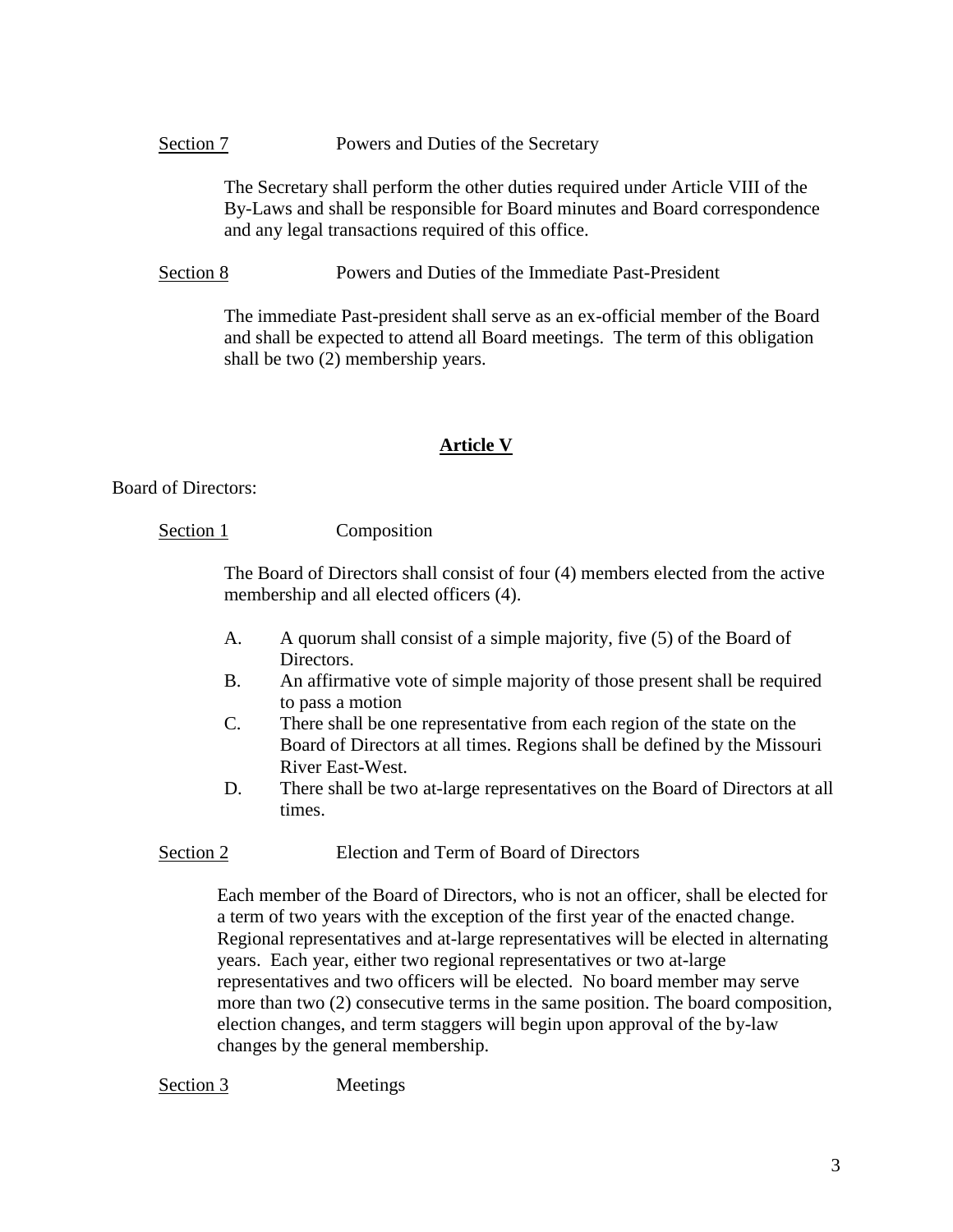<u>Section 7</u> Powers and Duties of the Secretary

The Secretary shall perform the other duties required under Article VIII of the By-Laws and shall be responsible for Board minutes and Board correspondence and any legal transactions required of this office.

<u>Section 8</u> Powers and Duties of the Immediate Past-President

The immediate Past-president shall serve as an ex-official member of the Board and shall be expected to attend all Board meetings. The term of this obligation shall be two (2) membership years.

## **<u>Article V</u>**

Board of Directors:

<u>Section 1</u> Composition

The Board of Directors shall consist of four (4) members elected from the active membership and all elected officers (4).

A. A quorum shall consist of a simple majority, five (5) of the Board of Directors.
B. An affirmative vote of simple majority of those present shall be required to pass a motion
C. There shall be one representative from each region of the state on the Board of Directors at all times. Regions shall be defined by the Missouri River East-West.
D. There shall be two at-large representatives on the Board of Directors at all times.

<u>Section 2</u> Election and Term of Board of Directors

Each member of the Board of Directors, who is not an officer, shall be elected for a term of two years with the exception of the first year of the enacted change. Regional representatives and at-large representatives will be elected in alternating years. Each year, either two regional representatives or two at-large representatives and two officers will be elected. No board member may serve more than two (2) consecutive terms in the same position. The board composition, election changes, and term staggers will begin upon approval of the by-law changes by the general membership.

<u>Section 3</u> Meetings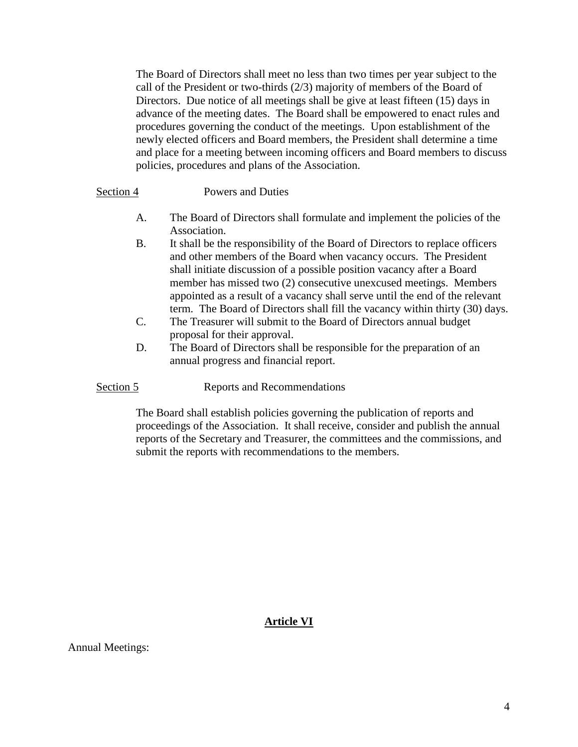The Board of Directors shall meet no less than two times per year subject to the call of the President or two-thirds (2/3) majority of members of the Board of Directors. Due notice of all meetings shall be give at least fifteen (15) days in advance of the meeting dates. The Board shall be empowered to enact rules and procedures governing the conduct of the meetings. Upon establishment of the newly elected officers and Board members, the President shall determine a time and place for a meeting between incoming officers and Board members to discuss policies, procedures and plans of the Association.

<u>Section 4</u> Powers and Duties

A. The Board of Directors shall formulate and implement the policies of the Association.
B. It shall be the responsibility of the Board of Directors to replace officers and other members of the Board when vacancy occurs. The President shall initiate discussion of a possible position vacancy after a Board member has missed two (2) consecutive unexcused meetings. Members appointed as a result of a vacancy shall serve until the end of the relevant term. The Board of Directors shall fill the vacancy within thirty (30) days.
C. The Treasurer will submit to the Board of Directors annual budget proposal for their approval.
D. The Board of Directors shall be responsible for the preparation of an annual progress and financial report.

<u>Section 5</u> Reports and Recommendations

The Board shall establish policies governing the publication of reports and proceedings of the Association. It shall receive, consider and publish the annual reports of the Secretary and Treasurer, the committees and the commissions, and submit the reports with recommendations to the members.

## Article VI

Annual Meetings: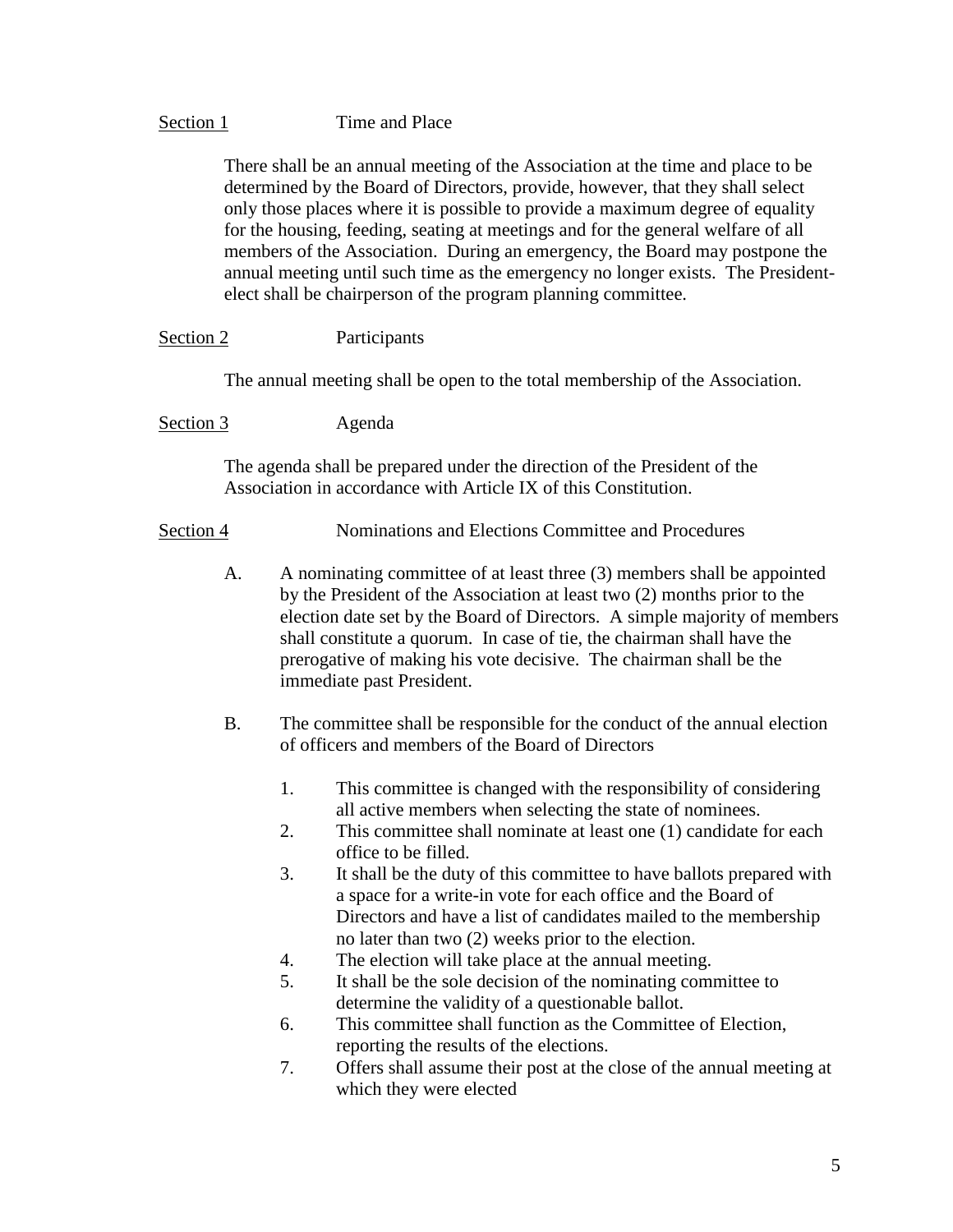Section 1 Time and Place

There shall be an annual meeting of the Association at the time and place to be determined by the Board of Directors, provide, however, that they shall select only those places where it is possible to provide a maximum degree of equality for the housing, feeding, seating at meetings and for the general welfare of all members of the Association. During an emergency, the Board may postpone the annual meeting until such time as the emergency no longer exists. The President-elect shall be chairperson of the program planning committee.

Section 2 Participants

The annual meeting shall be open to the total membership of the Association.

Section 3 Agenda

The agenda shall be prepared under the direction of the President of the Association in accordance with Article IX of this Constitution.

Section 4 Nominations and Elections Committee and Procedures

A. A nominating committee of at least three (3) members shall be appointed by the President of the Association at least two (2) months prior to the election date set by the Board of Directors. A simple majority of members shall constitute a quorum. In case of tie, the chairman shall have the prerogative of making his vote decisive. The chairman shall be the immediate past President.

B. The committee shall be responsible for the conduct of the annual election of officers and members of the Board of Directors

1. This committee is changed with the responsibility of considering all active members when selecting the state of nominees.
2. This committee shall nominate at least one (1) candidate for each office to be filled.
3. It shall be the duty of this committee to have ballots prepared with a space for a write-in vote for each office and the Board of Directors and have a list of candidates mailed to the membership no later than two (2) weeks prior to the election.
4. The election will take place at the annual meeting.
5. It shall be the sole decision of the nominating committee to determine the validity of a questionable ballot.
6. This committee shall function as the Committee of Election, reporting the results of the elections.
7. Offers shall assume their post at the close of the annual meeting at which they were elected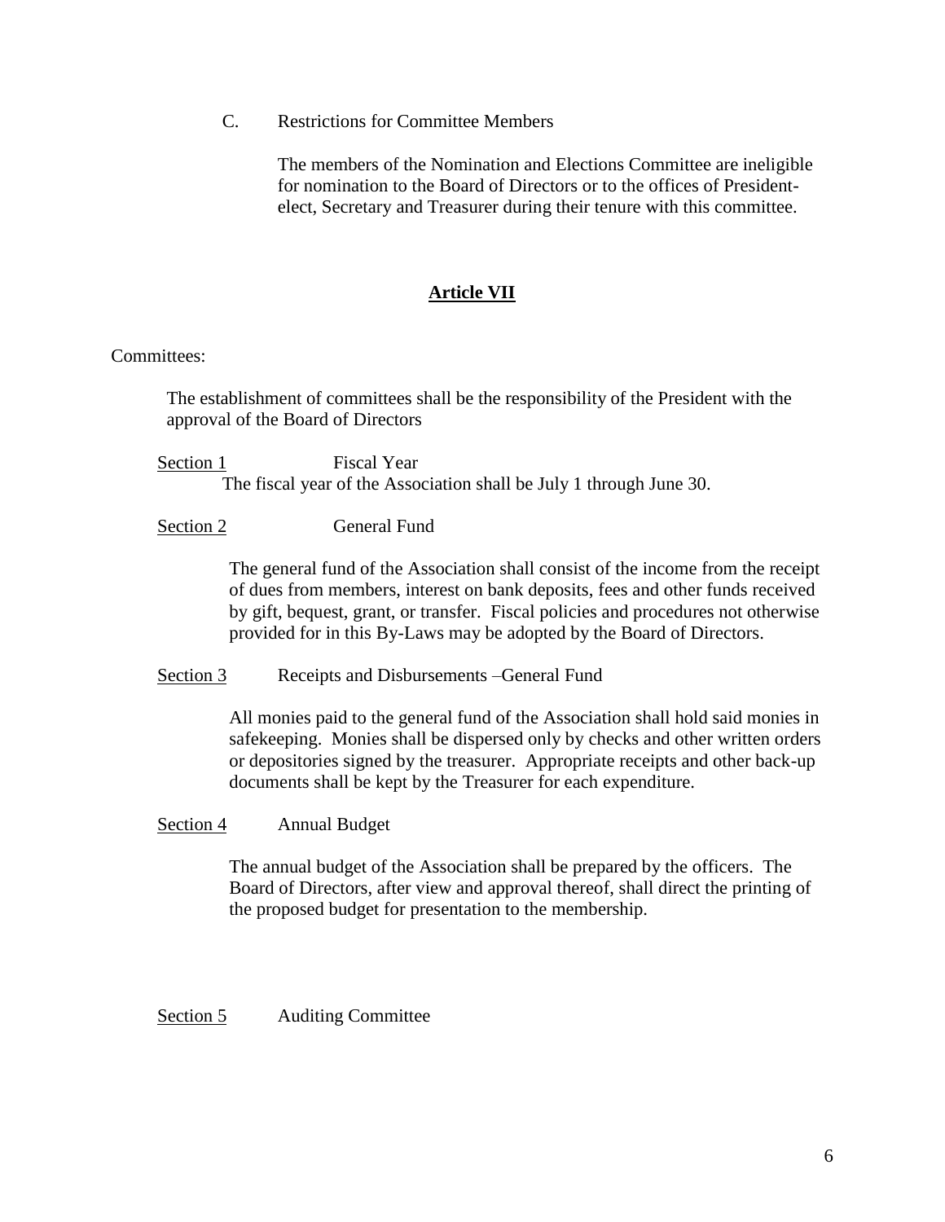C. Restrictions for Committee Members

The members of the Nomination and Elections Committee are ineligible for nomination to the Board of Directors or to the offices of President-elect, Secretary and Treasurer during their tenure with this committee.

## Article VII

Committees:

The establishment of committees shall be the responsibility of the President with the approval of the Board of Directors

Section 1 Fiscal Year

The fiscal year of the Association shall be July 1 through June 30.

Section 2 General Fund

The general fund of the Association shall consist of the income from the receipt of dues from members, interest on bank deposits, fees and other funds received by gift, bequest, grant, or transfer. Fiscal policies and procedures not otherwise provided for in this By-Laws may be adopted by the Board of Directors.

Section 3 Receipts and Disbursements –General Fund

All monies paid to the general fund of the Association shall hold said monies in safekeeping. Monies shall be dispersed only by checks and other written orders or depositories signed by the treasurer. Appropriate receipts and other back-up documents shall be kept by the Treasurer for each expenditure.

Section 4 Annual Budget

The annual budget of the Association shall be prepared by the officers. The Board of Directors, after view and approval thereof, shall direct the printing of the proposed budget for presentation to the membership.

Section 5 Auditing Committee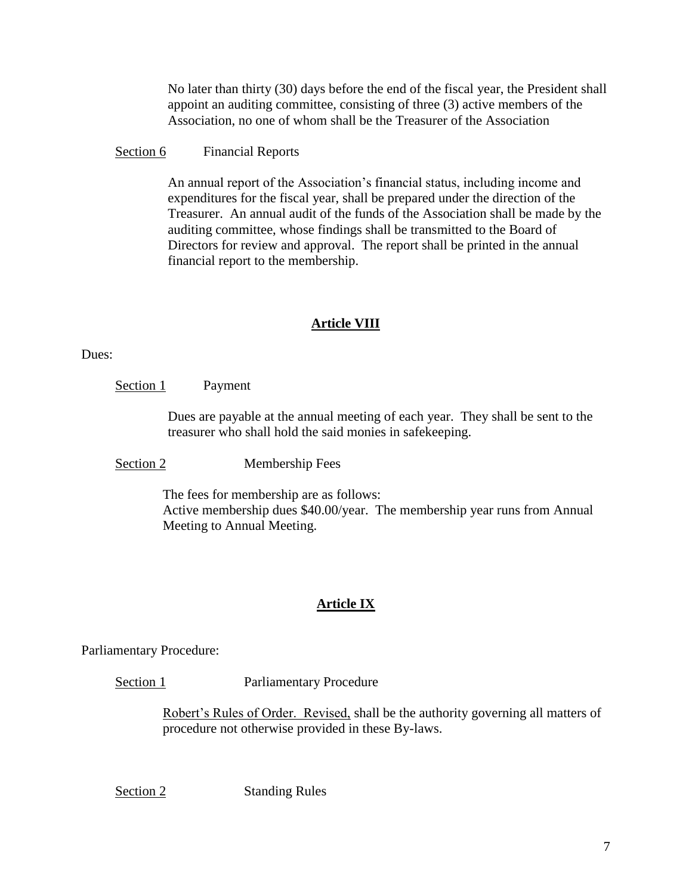No later than thirty (30) days before the end of the fiscal year, the President shall appoint an auditing committee, consisting of three (3) active members of the Association, no one of whom shall be the Treasurer of the Association

Section 6 Financial Reports

An annual report of the Association's financial status, including income and expenditures for the fiscal year, shall be prepared under the direction of the Treasurer. An annual audit of the funds of the Association shall be made by the auditing committee, whose findings shall be transmitted to the Board of Directors for review and approval. The report shall be printed in the annual financial report to the membership.

## Article VIII

Dues:

Section 1 Payment

Dues are payable at the annual meeting of each year. They shall be sent to the treasurer who shall hold the said monies in safekeeping.

Section 2 Membership Fees

The fees for membership are as follows:
Active membership dues $40.00/year. The membership year runs from Annual Meeting to Annual Meeting.

## Article IX

Parliamentary Procedure:

Section 1 Parliamentary Procedure

Robert's Rules of Order. Revised, shall be the authority governing all matters of procedure not otherwise provided in these By-laws.

Section 2 Standing Rules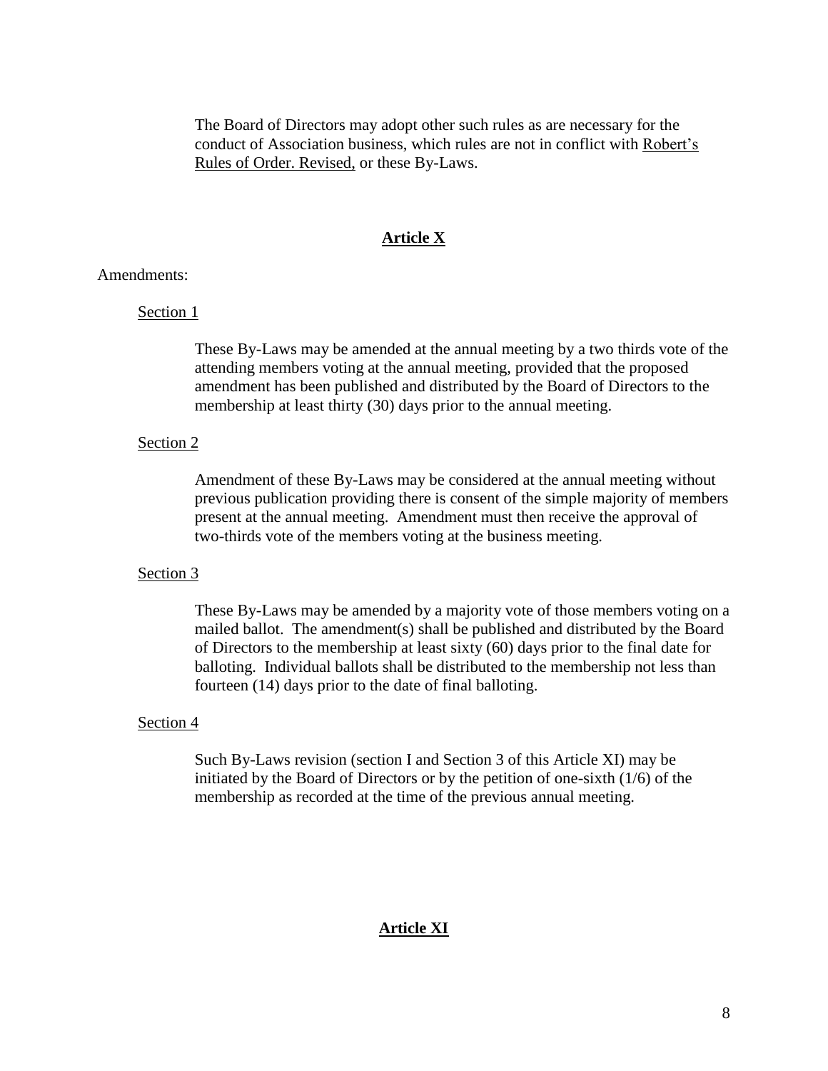The Board of Directors may adopt other such rules as are necessary for the conduct of Association business, which rules are not in conflict with Robert's Rules of Order. Revised, or these By-Laws.

## Article X

Amendments:

Section 1

These By-Laws may be amended at the annual meeting by a two thirds vote of the attending members voting at the annual meeting, provided that the proposed amendment has been published and distributed by the Board of Directors to the membership at least thirty (30) days prior to the annual meeting.

Section 2

Amendment of these By-Laws may be considered at the annual meeting without previous publication providing there is consent of the simple majority of members present at the annual meeting. Amendment must then receive the approval of two-thirds vote of the members voting at the business meeting.

Section 3

These By-Laws may be amended by a majority vote of those members voting on a mailed ballot. The amendment(s) shall be published and distributed by the Board of Directors to the membership at least sixty (60) days prior to the final date for balloting. Individual ballots shall be distributed to the membership not less than fourteen (14) days prior to the date of final balloting.

Section 4

Such By-Laws revision (section I and Section 3 of this Article XI) may be initiated by the Board of Directors or by the petition of one-sixth (1/6) of the membership as recorded at the time of the previous annual meeting.

## Article XI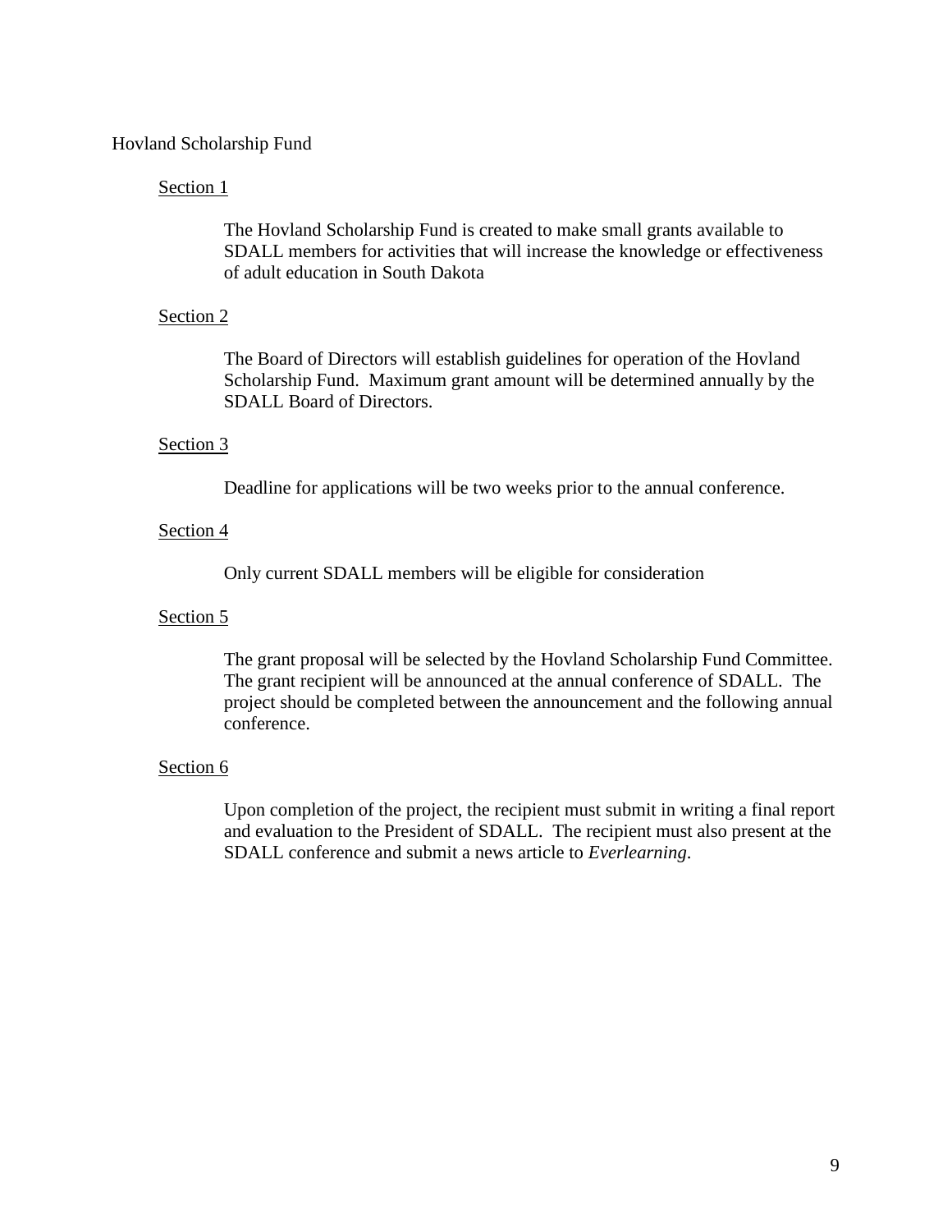Hovland Scholarship Fund

Section 1

The Hovland Scholarship Fund is created to make small grants available to SDALL members for activities that will increase the knowledge or effectiveness of adult education in South Dakota

Section 2

The Board of Directors will establish guidelines for operation of the Hovland Scholarship Fund. Maximum grant amount will be determined annually by the SDALL Board of Directors.

Section 3

Deadline for applications will be two weeks prior to the annual conference.

Section 4

Only current SDALL members will be eligible for consideration

Section 5

The grant proposal will be selected by the Hovland Scholarship Fund Committee. The grant recipient will be announced at the annual conference of SDALL. The project should be completed between the announcement and the following annual conference.

Section 6

Upon completion of the project, the recipient must submit in writing a final report and evaluation to the President of SDALL. The recipient must also present at the SDALL conference and submit a news article to *Everlearning*.